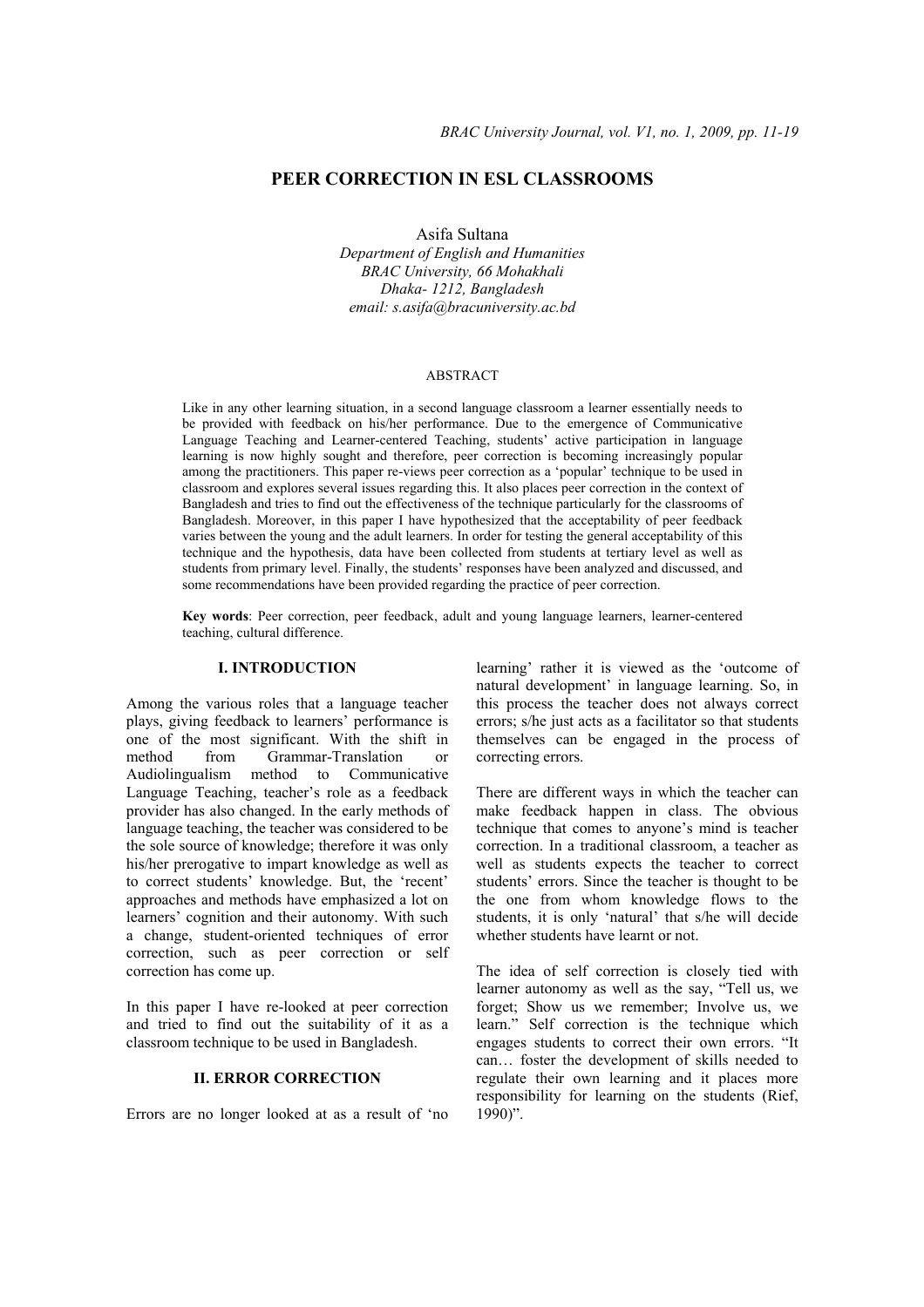# PEER CORRECTION IN ESL CLASSROOMS

Asifa Sultana
*Department of English and Humanities*
*BRAC University, 66 Mohakhali*
*Dhaka- 1212, Bangladesh*
*email: s.asifa@bracuniversity.ac.bd*

## ABSTRACT

Like in any other learning situation, in a second language classroom a learner essentially needs to be provided with feedback on his/her performance. Due to the emergence of Communicative Language Teaching and Learner-centered Teaching, students' active participation in language learning is now highly sought and therefore, peer correction is becoming increasingly popular among the practitioners. This paper re-views peer correction as a 'popular' technique to be used in classroom and explores several issues regarding this. It also places peer correction in the context of Bangladesh and tries to find out the effectiveness of the technique particularly for the classrooms of Bangladesh. Moreover, in this paper I have hypothesized that the acceptability of peer feedback varies between the young and the adult learners. In order for testing the general acceptability of this technique and the hypothesis, data have been collected from students at tertiary level as well as students from primary level. Finally, the students' responses have been analyzed and discussed, and some recommendations have been provided regarding the practice of peer correction.

**Key words**: Peer correction, peer feedback, adult and young language learners, learner-centered teaching, cultural difference.

## I. INTRODUCTION

Among the various roles that a language teacher plays, giving feedback to learners' performance is one of the most significant. With the shift in method from Grammar-Translation or Audiolingualism method to Communicative Language Teaching, teacher's role as a feedback provider has also changed. In the early methods of language teaching, the teacher was considered to be the sole source of knowledge; therefore it was only his/her prerogative to impart knowledge as well as to correct students' knowledge. But, the 'recent' approaches and methods have emphasized a lot on learners' cognition and their autonomy. With such a change, student-oriented techniques of error correction, such as peer correction or self correction has come up.

In this paper I have re-looked at peer correction and tried to find out the suitability of it as a classroom technique to be used in Bangladesh.

## II. ERROR CORRECTION

Errors are no longer looked at as a result of 'no learning' rather it is viewed as the 'outcome of natural development' in language learning. So, in this process the teacher does not always correct errors; s/he just acts as a facilitator so that students themselves can be engaged in the process of correcting errors.

There are different ways in which the teacher can make feedback happen in class. The obvious technique that comes to anyone's mind is teacher correction. In a traditional classroom, a teacher as well as students expects the teacher to correct students' errors. Since the teacher is thought to be the one from whom knowledge flows to the students, it is only 'natural' that s/he will decide whether students have learnt or not.

The idea of self correction is closely tied with learner autonomy as well as the say, "Tell us, we forget; Show us we remember; Involve us, we learn." Self correction is the technique which engages students to correct their own errors. "It can… foster the development of skills needed to regulate their own learning and it places more responsibility for learning on the students (Rief, 1990)".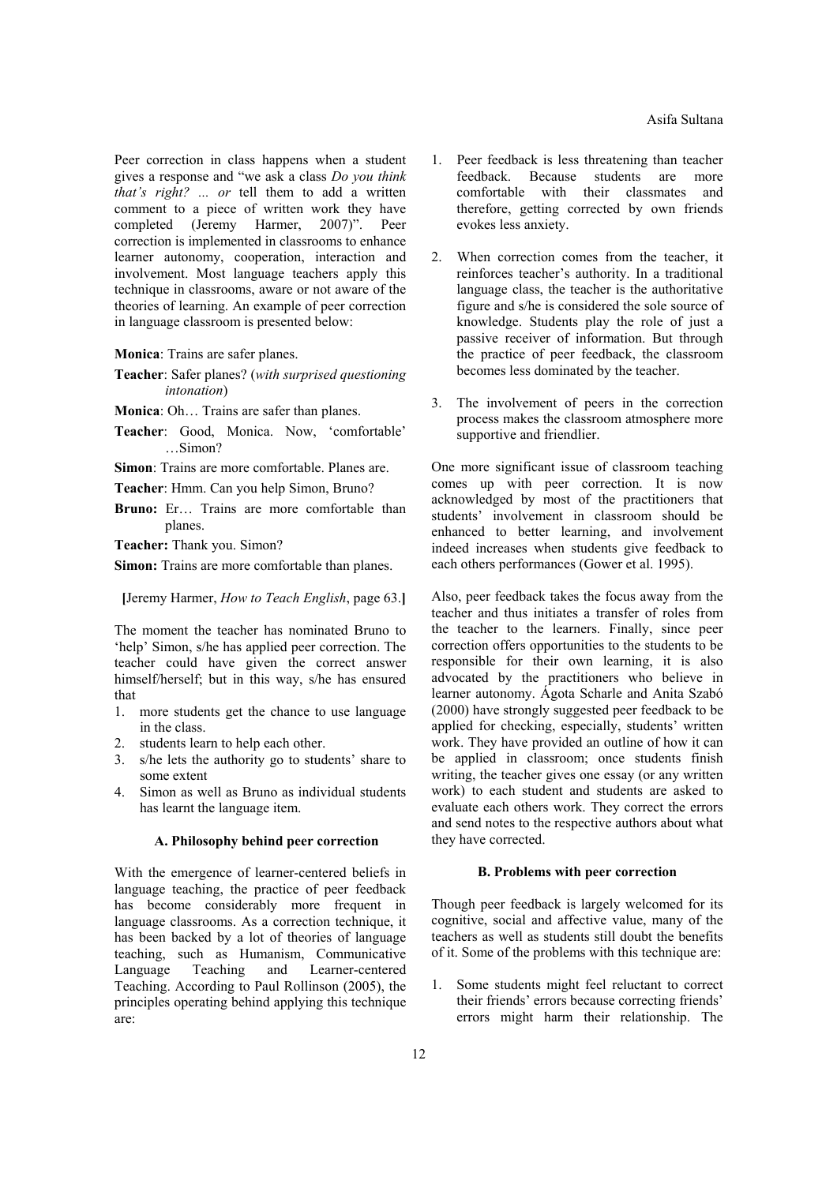Peer correction in class happens when a student gives a response and "we ask a class *Do you think that's right? ... or* tell them to add a written comment to a piece of written work they have completed (Jeremy Harmer, 2007)". Peer correction is implemented in classrooms to enhance learner autonomy, cooperation, interaction and involvement. Most language teachers apply this technique in classrooms, aware or not aware of the theories of learning. An example of peer correction in language classroom is presented below:

**Monica**: Trains are safer planes.

**Teacher**: Safer planes? (*with surprised questioning intonation*)

**Monica**: Oh… Trains are safer than planes.

**Teacher**: Good, Monica. Now, 'comfortable' …Simon?

**Simon**: Trains are more comfortable. Planes are.

**Teacher**: Hmm. Can you help Simon, Bruno?

**Bruno:** Er… Trains are more comfortable than planes.

**Teacher:** Thank you. Simon?

**Simon:** Trains are more comfortable than planes.

**[**Jeremy Harmer, *How to Teach English*, page 63.**]**

The moment the teacher has nominated Bruno to 'help' Simon, s/he has applied peer correction. The teacher could have given the correct answer himself/herself; but in this way, s/he has ensured that

1. more students get the chance to use language in the class.
2. students learn to help each other.
3. s/he lets the authority go to students' share to some extent
4. Simon as well as Bruno as individual students has learnt the language item.

### A. Philosophy behind peer correction

With the emergence of learner-centered beliefs in language teaching, the practice of peer feedback has become considerably more frequent in language classrooms. As a correction technique, it has been backed by a lot of theories of language teaching, such as Humanism, Communicative Language Teaching and Learner-centered Teaching. According to Paul Rollinson (2005), the principles operating behind applying this technique are:

1. Peer feedback is less threatening than teacher feedback. Because students are more comfortable with their classmates and therefore, getting corrected by own friends evokes less anxiety.

2. When correction comes from the teacher, it reinforces teacher's authority. In a traditional language class, the teacher is the authoritative figure and s/he is considered the sole source of knowledge. Students play the role of just a passive receiver of information. But through the practice of peer feedback, the classroom becomes less dominated by the teacher.

3. The involvement of peers in the correction process makes the classroom atmosphere more supportive and friendlier.

One more significant issue of classroom teaching comes up with peer correction. It is now acknowledged by most of the practitioners that students' involvement in classroom should be enhanced to better learning, and involvement indeed increases when students give feedback to each others performances (Gower et al. 1995).

Also, peer feedback takes the focus away from the teacher and thus initiates a transfer of roles from the teacher to the learners. Finally, since peer correction offers opportunities to the students to be responsible for their own learning, it is also advocated by the practitioners who believe in learner autonomy. Ágota Scharle and Anita Szabó (2000) have strongly suggested peer feedback to be applied for checking, especially, students' written work. They have provided an outline of how it can be applied in classroom; once students finish writing, the teacher gives one essay (or any written work) to each student and students are asked to evaluate each others work. They correct the errors and send notes to the respective authors about what they have corrected.

### B. Problems with peer correction

Though peer feedback is largely welcomed for its cognitive, social and affective value, many of the teachers as well as students still doubt the benefits of it. Some of the problems with this technique are:

1. Some students might feel reluctant to correct their friends' errors because correcting friends' errors might harm their relationship. The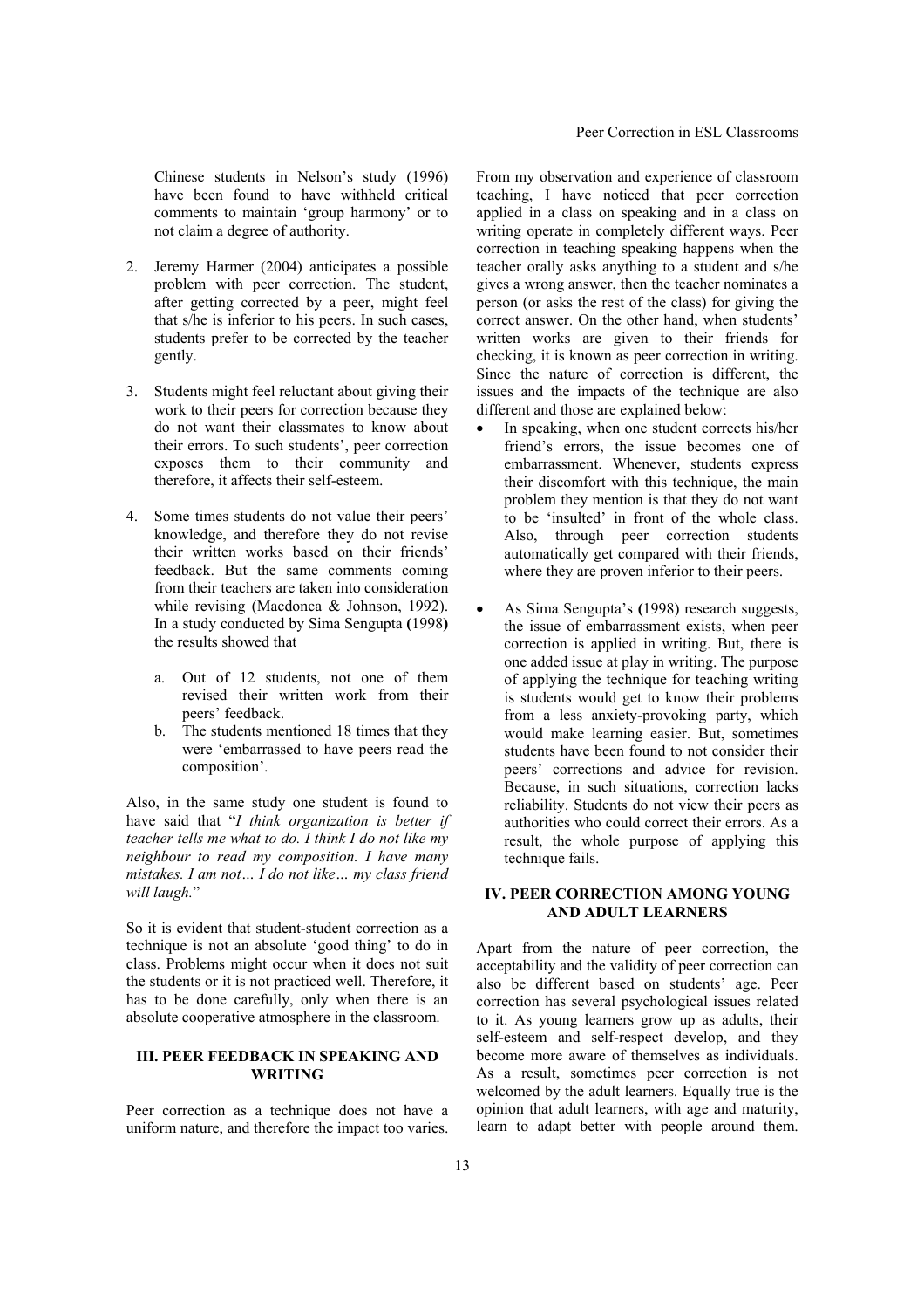Chinese students in Nelson's study (1996) have been found to have withheld critical comments to maintain 'group harmony' or to not claim a degree of authority.

2. Jeremy Harmer (2004) anticipates a possible problem with peer correction. The student, after getting corrected by a peer, might feel that s/he is inferior to his peers. In such cases, students prefer to be corrected by the teacher gently.

3. Students might feel reluctant about giving their work to their peers for correction because they do not want their classmates to know about their errors. To such students', peer correction exposes them to their community and therefore, it affects their self-esteem.

4. Some times students do not value their peers' knowledge, and therefore they do not revise their written works based on their friends' feedback. But the same comments coming from their teachers are taken into consideration while revising (Macdonca & Johnson, 1992). In a study conducted by Sima Sengupta **(**1998**)** the results showed that

    a. Out of 12 students, not one of them revised their written work from their peers' feedback.
    b. The students mentioned 18 times that they were 'embarrassed to have peers read the composition'.

Also, in the same study one student is found to have said that "*I think organization is better if teacher tells me what to do. I think I do not like my neighbour to read my composition. I have many mistakes. I am not… I do not like… my class friend will laugh.*"

So it is evident that student-student correction as a technique is not an absolute 'good thing' to do in class. Problems might occur when it does not suit the students or it is not practiced well. Therefore, it has to be done carefully, only when there is an absolute cooperative atmosphere in the classroom.

## III. PEER FEEDBACK IN SPEAKING AND WRITING

Peer correction as a technique does not have a uniform nature, and therefore the impact too varies. From my observation and experience of classroom teaching, I have noticed that peer correction applied in a class on speaking and in a class on writing operate in completely different ways. Peer correction in teaching speaking happens when the teacher orally asks anything to a student and s/he gives a wrong answer, then the teacher nominates a person (or asks the rest of the class) for giving the correct answer. On the other hand, when students' written works are given to their friends for checking, it is known as peer correction in writing. Since the nature of correction is different, the issues and the impacts of the technique are also different and those are explained below:

- In speaking, when one student corrects his/her friend's errors, the issue becomes one of embarrassment. Whenever, students express their discomfort with this technique, the main problem they mention is that they do not want to be 'insulted' in front of the whole class. Also, through peer correction students automatically get compared with their friends, where they are proven inferior to their peers.

- As Sima Sengupta's **(**1998) research suggests, the issue of embarrassment exists, when peer correction is applied in writing. But, there is one added issue at play in writing. The purpose of applying the technique for teaching writing is students would get to know their problems from a less anxiety-provoking party, which would make learning easier. But, sometimes students have been found to not consider their peers' corrections and advice for revision. Because, in such situations, correction lacks reliability. Students do not view their peers as authorities who could correct their errors. As a result, the whole purpose of applying this technique fails.

## IV. PEER CORRECTION AMONG YOUNG AND ADULT LEARNERS

Apart from the nature of peer correction, the acceptability and the validity of peer correction can also be different based on students' age. Peer correction has several psychological issues related to it. As young learners grow up as adults, their self-esteem and self-respect develop, and they become more aware of themselves as individuals. As a result, sometimes peer correction is not welcomed by the adult learners. Equally true is the opinion that adult learners, with age and maturity, learn to adapt better with people around them.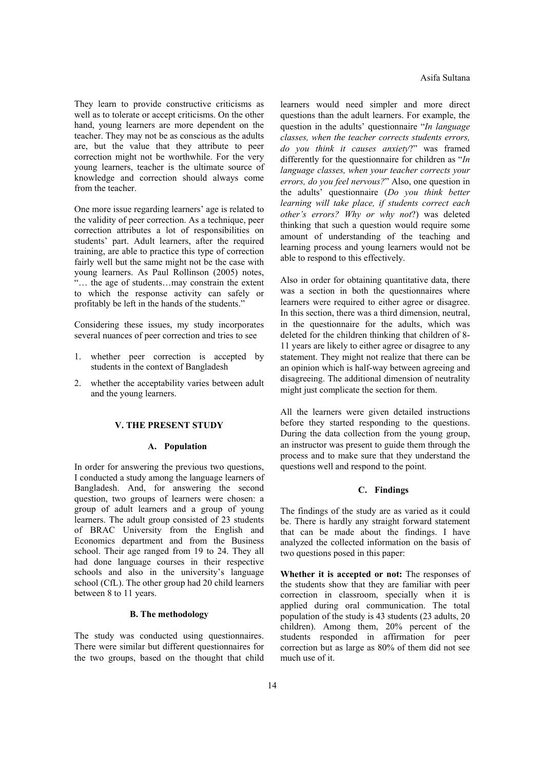They learn to provide constructive criticisms as well as to tolerate or accept criticisms. On the other hand, young learners are more dependent on the teacher. They may not be as conscious as the adults are, but the value that they attribute to peer correction might not be worthwhile. For the very young learners, teacher is the ultimate source of knowledge and correction should always come from the teacher.

One more issue regarding learners' age is related to the validity of peer correction. As a technique, peer correction attributes a lot of responsibilities on students' part. Adult learners, after the required training, are able to practice this type of correction fairly well but the same might not be the case with young learners. As Paul Rollinson (2005) notes, "… the age of students…may constrain the extent to which the response activity can safely or profitably be left in the hands of the students."

Considering these issues, my study incorporates several nuances of peer correction and tries to see

1. whether peer correction is accepted by students in the context of Bangladesh
2. whether the acceptability varies between adult and the young learners.

## V. THE PRESENT STUDY

### A. Population

In order for answering the previous two questions, I conducted a study among the language learners of Bangladesh. And, for answering the second question, two groups of learners were chosen: a group of adult learners and a group of young learners. The adult group consisted of 23 students of BRAC University from the English and Economics department and from the Business school. Their age ranged from 19 to 24. They all had done language courses in their respective schools and also in the university's language school (CfL). The other group had 20 child learners between 8 to 11 years.

### B. The methodology

The study was conducted using questionnaires. There were similar but different questionnaires for the two groups, based on the thought that child learners would need simpler and more direct questions than the adult learners. For example, the question in the adults' questionnaire "*In language classes, when the teacher corrects students errors, do you think it causes anxiety*?" was framed differently for the questionnaire for children as "*In language classes, when your teacher corrects your errors, do you feel nervous?*" Also, one question in the adults' questionnaire (*Do you think better learning will take place, if students correct each other's errors? Why or why not*?) was deleted thinking that such a question would require some amount of understanding of the teaching and learning process and young learners would not be able to respond to this effectively.

Also in order for obtaining quantitative data, there was a section in both the questionnaires where learners were required to either agree or disagree. In this section, there was a third dimension, neutral, in the questionnaire for the adults, which was deleted for the children thinking that children of 8-11 years are likely to either agree or disagree to any statement. They might not realize that there can be an opinion which is half-way between agreeing and disagreeing. The additional dimension of neutrality might just complicate the section for them.

All the learners were given detailed instructions before they started responding to the questions. During the data collection from the young group, an instructor was present to guide them through the process and to make sure that they understand the questions well and respond to the point.

### C. Findings

The findings of the study are as varied as it could be. There is hardly any straight forward statement that can be made about the findings. I have analyzed the collected information on the basis of two questions posed in this paper:

**Whether it is accepted or not:** The responses of the students show that they are familiar with peer correction in classroom, specially when it is applied during oral communication. The total population of the study is 43 students (23 adults, 20 children). Among them, 20% percent of the students responded in affirmation for peer correction but as large as 80% of them did not see much use of it.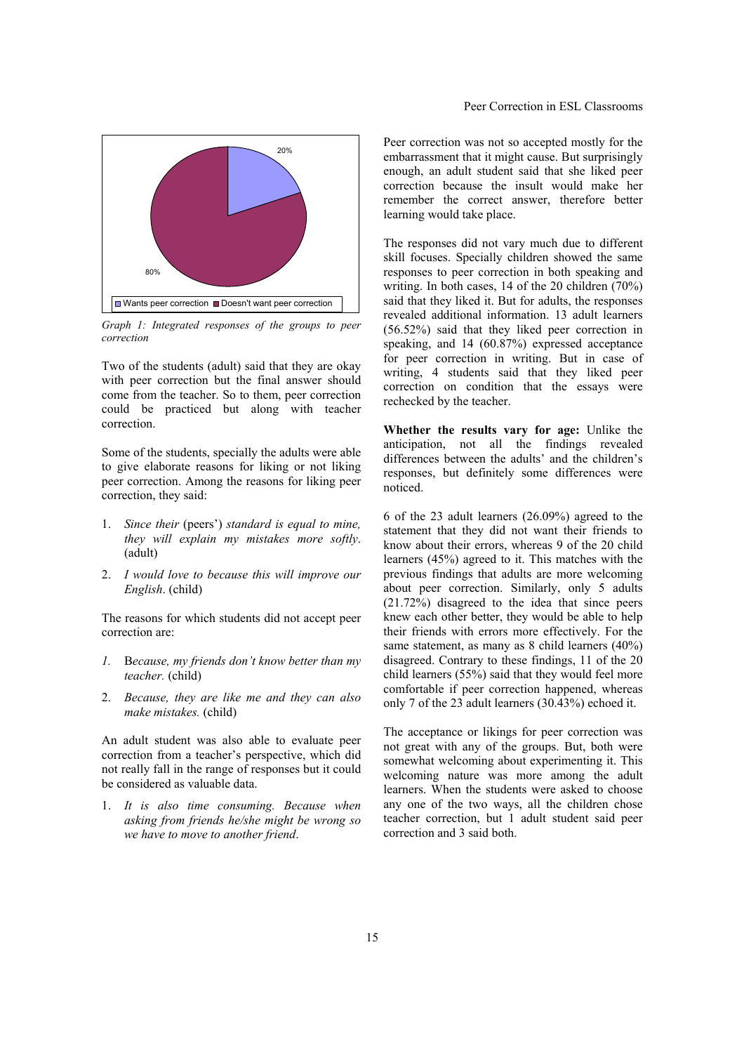20%

80%

Wants peer correction | Doesn't want peer correction

*Graph 1: Integrated responses of the groups to peer correction*

Two of the students (adult) said that they are okay with peer correction but the final answer should come from the teacher. So to them, peer correction could be practiced but along with teacher correction.

Some of the students, specially the adults were able to give elaborate reasons for liking or not liking peer correction. Among the reasons for liking peer correction, they said:

1. *Since their* (peers') *standard is equal to mine, they will explain my mistakes more softly*. (adult)
2. *I would love to because this will improve our English*. (child)

The reasons for which students did not accept peer correction are:

1. B*ecause, my friends don't know better than my teacher.* (child)
2. *Because, they are like me and they can also make mistakes.* (child)

An adult student was also able to evaluate peer correction from a teacher's perspective, which did not really fall in the range of responses but it could be considered as valuable data.

1. *It is also time consuming. Because when asking from friends he/she might be wrong so we have to move to another friend*.

Peer correction was not so accepted mostly for the embarrassment that it might cause. But surprisingly enough, an adult student said that she liked peer correction because the insult would make her remember the correct answer, therefore better learning would take place.

The responses did not vary much due to different skill focuses. Specially children showed the same responses to peer correction in both speaking and writing. In both cases, 14 of the 20 children (70%) said that they liked it. But for adults, the responses revealed additional information. 13 adult learners (56.52%) said that they liked peer correction in speaking, and 14 (60.87%) expressed acceptance for peer correction in writing. But in case of writing, 4 students said that they liked peer correction on condition that the essays were rechecked by the teacher.

**Whether the results vary for age:** Unlike the anticipation, not all the findings revealed differences between the adults' and the children's responses, but definitely some differences were noticed.

6 of the 23 adult learners (26.09%) agreed to the statement that they did not want their friends to know about their errors, whereas 9 of the 20 child learners (45%) agreed to it. This matches with the previous findings that adults are more welcoming about peer correction. Similarly, only 5 adults (21.72%) disagreed to the idea that since peers knew each other better, they would be able to help their friends with errors more effectively. For the same statement, as many as 8 child learners (40%) disagreed. Contrary to these findings, 11 of the 20 child learners (55%) said that they would feel more comfortable if peer correction happened, whereas only 7 of the 23 adult learners (30.43%) echoed it.

The acceptance or likings for peer correction was not great with any of the groups. But, both were somewhat welcoming about experimenting it. This welcoming nature was more among the adult learners. When the students were asked to choose any one of the two ways, all the children chose teacher correction, but 1 adult student said peer correction and 3 said both.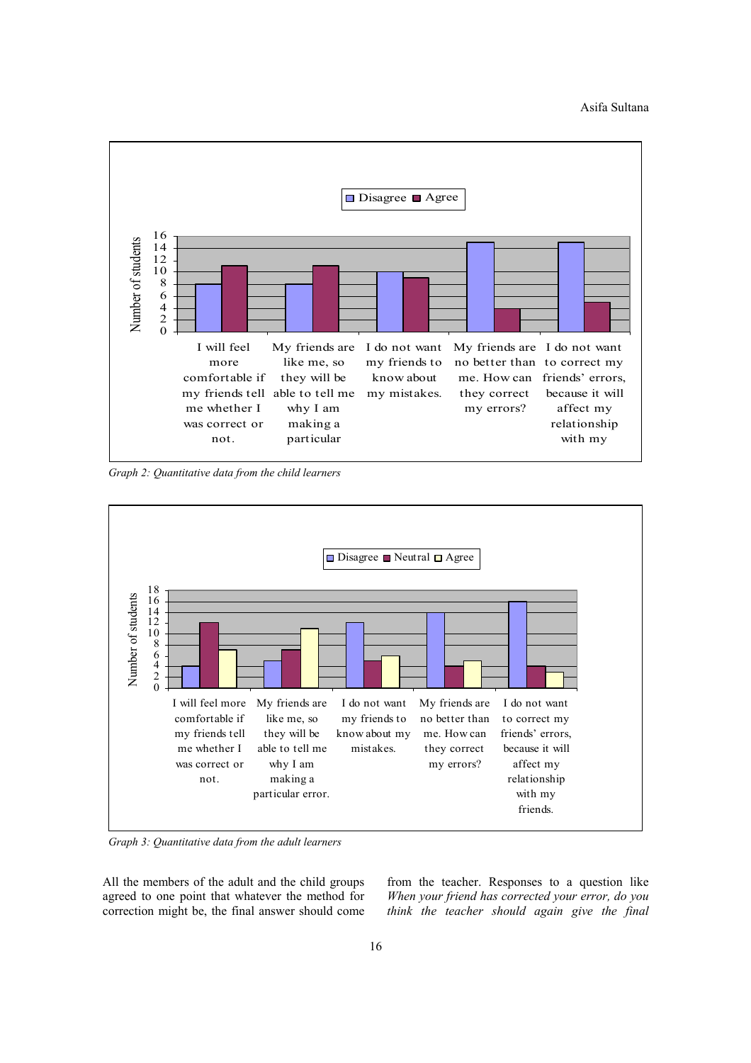Graph 2: Quantitative data from the child learners

| | Disagree | Agree |
|---|---|---|
| I will feel more comfortable if my friends tell me whether I was correct or not. | 8 | 11 |
| My friends are like me, so they will be able to tell me why I am making a particular | 8 | 11 |
| I do not want my friends to know about my mistakes. | 10 | 9 |
| My friends are no better than me. How can they correct my errors? | 15 | 4 |
| I do not want to correct my friends' errors, because it will affect my relationship with my | 15 | 5 |

*Graph 2: Quantitative data from the child learners*

| | Disagree | Neutral | Agree |
|---|---|---|---|
| I will feel more comfortable if my friends tell me whether I was correct or not. | 4 | 12 | 7 |
| My friends are like me, so they will be able to tell me why I am making a particular error. | 5 | 7 | 11 |
| I do not want my friends to know about my mistakes. | 12 | 5 | 6 |
| My friends are no better than me. How can they correct my errors? | 14 | 4 | 5 |
| I do not want to correct my friends' errors, because it will affect my relationship with my friends. | 16 | 4 | 3 |

*Graph 3: Quantitative data from the adult learners*

All the members of the adult and the child groups agreed to one point that whatever the method for correction might be, the final answer should come from the teacher. Responses to a question like *When your friend has corrected your error, do you think the teacher should again give the final*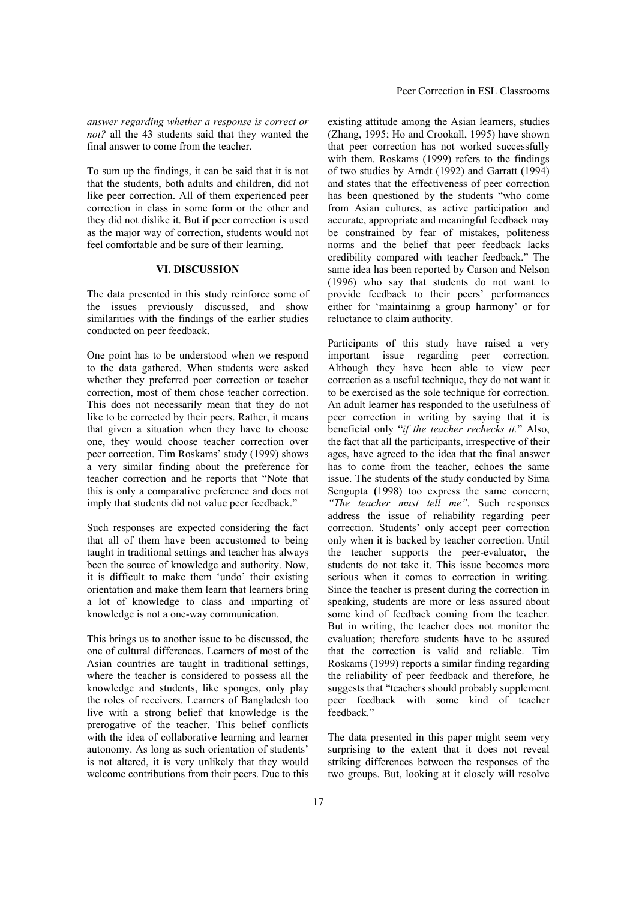*answer regarding whether a response is correct or not?* all the 43 students said that they wanted the final answer to come from the teacher.

To sum up the findings, it can be said that it is not that the students, both adults and children, did not like peer correction. All of them experienced peer correction in class in some form or the other and they did not dislike it. But if peer correction is used as the major way of correction, students would not feel comfortable and be sure of their learning.

## VI. DISCUSSION

The data presented in this study reinforce some of the issues previously discussed, and show similarities with the findings of the earlier studies conducted on peer feedback.

One point has to be understood when we respond to the data gathered. When students were asked whether they preferred peer correction or teacher correction, most of them chose teacher correction. This does not necessarily mean that they do not like to be corrected by their peers. Rather, it means that given a situation when they have to choose one, they would choose teacher correction over peer correction. Tim Roskams' study (1999) shows a very similar finding about the preference for teacher correction and he reports that "Note that this is only a comparative preference and does not imply that students did not value peer feedback."

Such responses are expected considering the fact that all of them have been accustomed to being taught in traditional settings and teacher has always been the source of knowledge and authority. Now, it is difficult to make them 'undo' their existing orientation and make them learn that learners bring a lot of knowledge to class and imparting of knowledge is not a one-way communication.

This brings us to another issue to be discussed, the one of cultural differences. Learners of most of the Asian countries are taught in traditional settings, where the teacher is considered to possess all the knowledge and students, like sponges, only play the roles of receivers. Learners of Bangladesh too live with a strong belief that knowledge is the prerogative of the teacher. This belief conflicts with the idea of collaborative learning and learner autonomy. As long as such orientation of students' is not altered, it is very unlikely that they would welcome contributions from their peers. Due to this existing attitude among the Asian learners, studies (Zhang, 1995; Ho and Crookall, 1995) have shown that peer correction has not worked successfully with them. Roskams (1999) refers to the findings of two studies by Arndt (1992) and Garratt (1994) and states that the effectiveness of peer correction has been questioned by the students "who come from Asian cultures, as active participation and accurate, appropriate and meaningful feedback may be constrained by fear of mistakes, politeness norms and the belief that peer feedback lacks credibility compared with teacher feedback." The same idea has been reported by Carson and Nelson (1996) who say that students do not want to provide feedback to their peers' performances either for 'maintaining a group harmony' or for reluctance to claim authority.

Participants of this study have raised a very important issue regarding peer correction. Although they have been able to view peer correction as a useful technique, they do not want it to be exercised as the sole technique for correction. An adult learner has responded to the usefulness of peer correction in writing by saying that it is beneficial only "*if the teacher rechecks it.*" Also, the fact that all the participants, irrespective of their ages, have agreed to the idea that the final answer has to come from the teacher, echoes the same issue. The students of the study conducted by Sima Sengupta (1998) too express the same concern; *"The teacher must tell me"*. Such responses address the issue of reliability regarding peer correction. Students' only accept peer correction only when it is backed by teacher correction. Until the teacher supports the peer-evaluator, the students do not take it. This issue becomes more serious when it comes to correction in writing. Since the teacher is present during the correction in speaking, students are more or less assured about some kind of feedback coming from the teacher. But in writing, the teacher does not monitor the evaluation; therefore students have to be assured that the correction is valid and reliable. Tim Roskams (1999) reports a similar finding regarding the reliability of peer feedback and therefore, he suggests that "teachers should probably supplement peer feedback with some kind of teacher feedback."

The data presented in this paper might seem very surprising to the extent that it does not reveal striking differences between the responses of the two groups. But, looking at it closely will resolve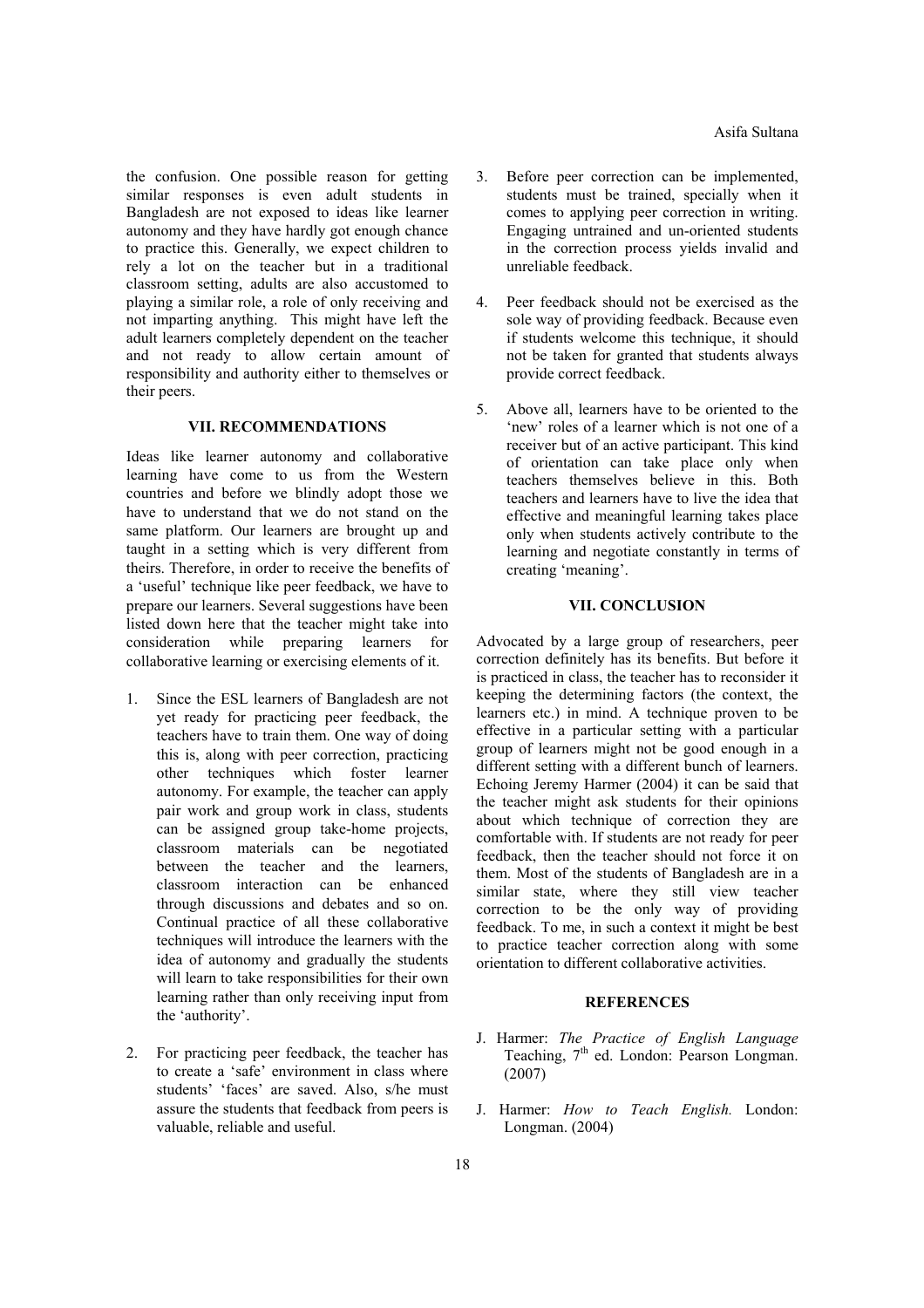the confusion. One possible reason for getting similar responses is even adult students in Bangladesh are not exposed to ideas like learner autonomy and they have hardly got enough chance to practice this. Generally, we expect children to rely a lot on the teacher but in a traditional classroom setting, adults are also accustomed to playing a similar role, a role of only receiving and not imparting anything. This might have left the adult learners completely dependent on the teacher and not ready to allow certain amount of responsibility and authority either to themselves or their peers.

## VII. RECOMMENDATIONS

Ideas like learner autonomy and collaborative learning have come to us from the Western countries and before we blindly adopt those we have to understand that we do not stand on the same platform. Our learners are brought up and taught in a setting which is very different from theirs. Therefore, in order to receive the benefits of a 'useful' technique like peer feedback, we have to prepare our learners. Several suggestions have been listed down here that the teacher might take into consideration while preparing learners for collaborative learning or exercising elements of it.

1. Since the ESL learners of Bangladesh are not yet ready for practicing peer feedback, the teachers have to train them. One way of doing this is, along with peer correction, practicing other techniques which foster learner autonomy. For example, the teacher can apply pair work and group work in class, students can be assigned group take-home projects, classroom materials can be negotiated between the teacher and the learners, classroom interaction can be enhanced through discussions and debates and so on. Continual practice of all these collaborative techniques will introduce the learners with the idea of autonomy and gradually the students will learn to take responsibilities for their own learning rather than only receiving input from the 'authority'.

2. For practicing peer feedback, the teacher has to create a 'safe' environment in class where students' 'faces' are saved. Also, s/he must assure the students that feedback from peers is valuable, reliable and useful.

3. Before peer correction can be implemented, students must be trained, specially when it comes to applying peer correction in writing. Engaging untrained and un-oriented students in the correction process yields invalid and unreliable feedback.

4. Peer feedback should not be exercised as the sole way of providing feedback. Because even if students welcome this technique, it should not be taken for granted that students always provide correct feedback.

5. Above all, learners have to be oriented to the 'new' roles of a learner which is not one of a receiver but of an active participant. This kind of orientation can take place only when teachers themselves believe in this. Both teachers and learners have to live the idea that effective and meaningful learning takes place only when students actively contribute to the learning and negotiate constantly in terms of creating 'meaning'.

## VII. CONCLUSION

Advocated by a large group of researchers, peer correction definitely has its benefits. But before it is practiced in class, the teacher has to reconsider it keeping the determining factors (the context, the learners etc.) in mind. A technique proven to be effective in a particular setting with a particular group of learners might not be good enough in a different setting with a different bunch of learners. Echoing Jeremy Harmer (2004) it can be said that the teacher might ask students for their opinions about which technique of correction they are comfortable with. If students are not ready for peer feedback, then the teacher should not force it on them. Most of the students of Bangladesh are in a similar state, where they still view teacher correction to be the only way of providing feedback. To me, in such a context it might be best to practice teacher correction along with some orientation to different collaborative activities.

## REFERENCES

- J. Harmer: *The Practice of English Language* Teaching, 7th ed. London: Pearson Longman. (2007)
- J. Harmer: *How to Teach English.* London: Longman. (2004)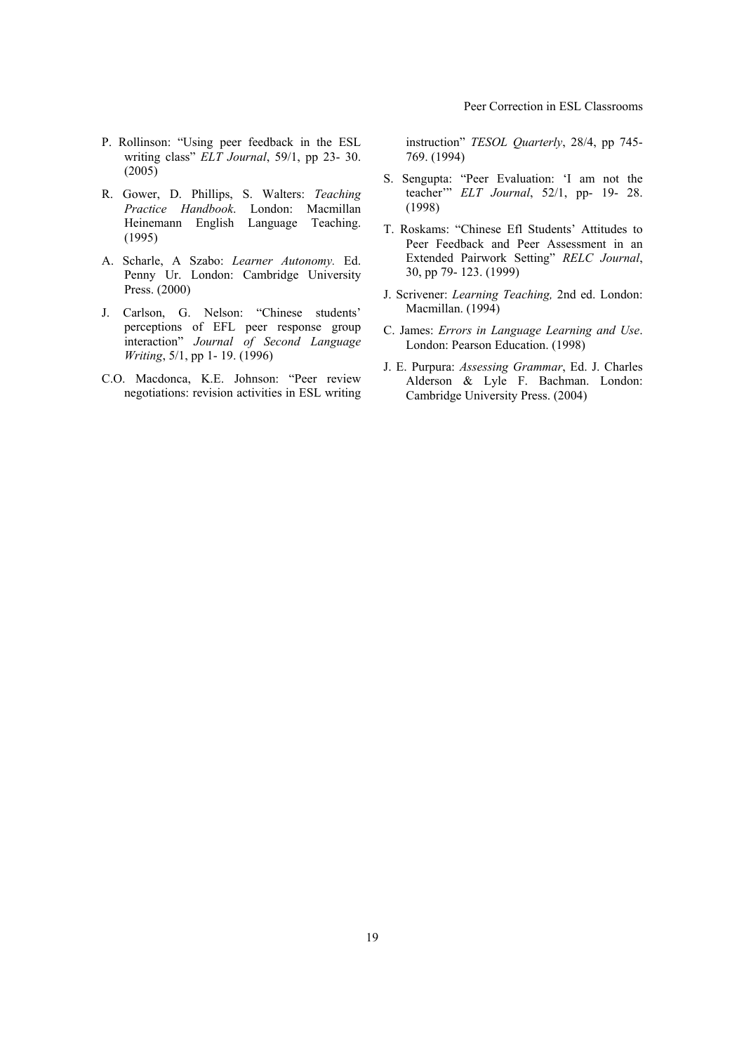P. Rollinson: "Using peer feedback in the ESL writing class" *ELT Journal*, 59/1, pp 23- 30. (2005)

R. Gower, D. Phillips, S. Walters: *Teaching Practice Handbook*. London: Macmillan Heinemann English Language Teaching. (1995)

A. Scharle, A Szabo: *Learner Autonomy.* Ed. Penny Ur. London: Cambridge University Press. (2000)

J. Carlson, G. Nelson: "Chinese students' perceptions of EFL peer response group interaction" *Journal of Second Language Writing*, 5/1, pp 1- 19. (1996)

C.O. Macdonca, K.E. Johnson: "Peer review negotiations: revision activities in ESL writing instruction" *TESOL Quarterly*, 28/4, pp 745- 769. (1994)

S. Sengupta: "Peer Evaluation: 'I am not the teacher'" *ELT Journal*, 52/1, pp- 19- 28. (1998)

T. Roskams: "Chinese Efl Students' Attitudes to Peer Feedback and Peer Assessment in an Extended Pairwork Setting" *RELC Journal*, 30, pp 79- 123. (1999)

J. Scrivener: *Learning Teaching,* 2nd ed. London: Macmillan. (1994)

C. James: *Errors in Language Learning and Use*. London: Pearson Education. (1998)

J. E. Purpura: *Assessing Grammar*, Ed. J. Charles Alderson & Lyle F. Bachman. London: Cambridge University Press. (2004)